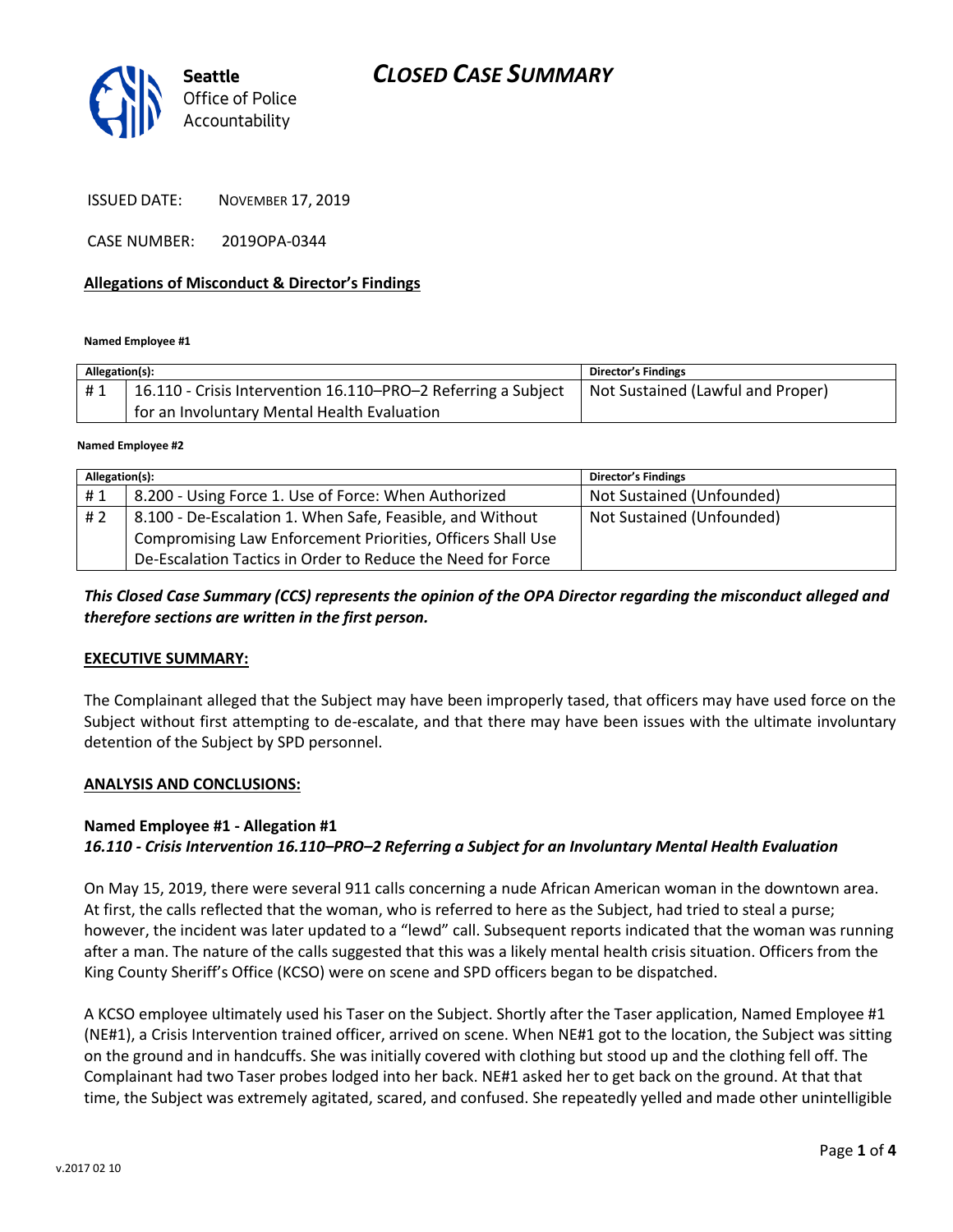# CLOSED CASE SUMMARY

Seattle Office of Police Accountability

ISSUED DATE: NOVEMBER 17, 2019

CASE NUMBER: 2019OPA-0344

**Allegations of Misconduct & Director's Findings**

**Named Employee #1**

| Allegation(s): | | Director's Findings |
|---|---|---|
| # 1 | 16.110 - Crisis Intervention 16.110–PRO–2 Referring a Subject for an Involuntary Mental Health Evaluation | Not Sustained (Lawful and Proper) |

**Named Employee #2**

| Allegation(s): | | Director's Findings |
|---|---|---|
| # 1 | 8.200 - Using Force 1. Use of Force: When Authorized | Not Sustained (Unfounded) |
| # 2 | 8.100 - De-Escalation 1. When Safe, Feasible, and Without Compromising Law Enforcement Priorities, Officers Shall Use De-Escalation Tactics in Order to Reduce the Need for Force | Not Sustained (Unfounded) |

***This Closed Case Summary (CCS) represents the opinion of the OPA Director regarding the misconduct alleged and therefore sections are written in the first person.***

**EXECUTIVE SUMMARY:**

The Complainant alleged that the Subject may have been improperly tased, that officers may have used force on the Subject without first attempting to de-escalate, and that there may have been issues with the ultimate involuntary detention of the Subject by SPD personnel.

**ANALYSIS AND CONCLUSIONS:**

**Named Employee #1 - Allegation #1**
***16.110 - Crisis Intervention 16.110–PRO–2 Referring a Subject for an Involuntary Mental Health Evaluation***

On May 15, 2019, there were several 911 calls concerning a nude African American woman in the downtown area. At first, the calls reflected that the woman, who is referred to here as the Subject, had tried to steal a purse; however, the incident was later updated to a "lewd" call. Subsequent reports indicated that the woman was running after a man. The nature of the calls suggested that this was a likely mental health crisis situation. Officers from the King County Sheriff's Office (KCSO) were on scene and SPD officers began to be dispatched.

A KCSO employee ultimately used his Taser on the Subject. Shortly after the Taser application, Named Employee #1 (NE#1), a Crisis Intervention trained officer, arrived on scene. When NE#1 got to the location, the Subject was sitting on the ground and in handcuffs. She was initially covered with clothing but stood up and the clothing fell off. The Complainant had two Taser probes lodged into her back. NE#1 asked her to get back on the ground. At that that time, the Subject was extremely agitated, scared, and confused. She repeatedly yelled and made other unintelligible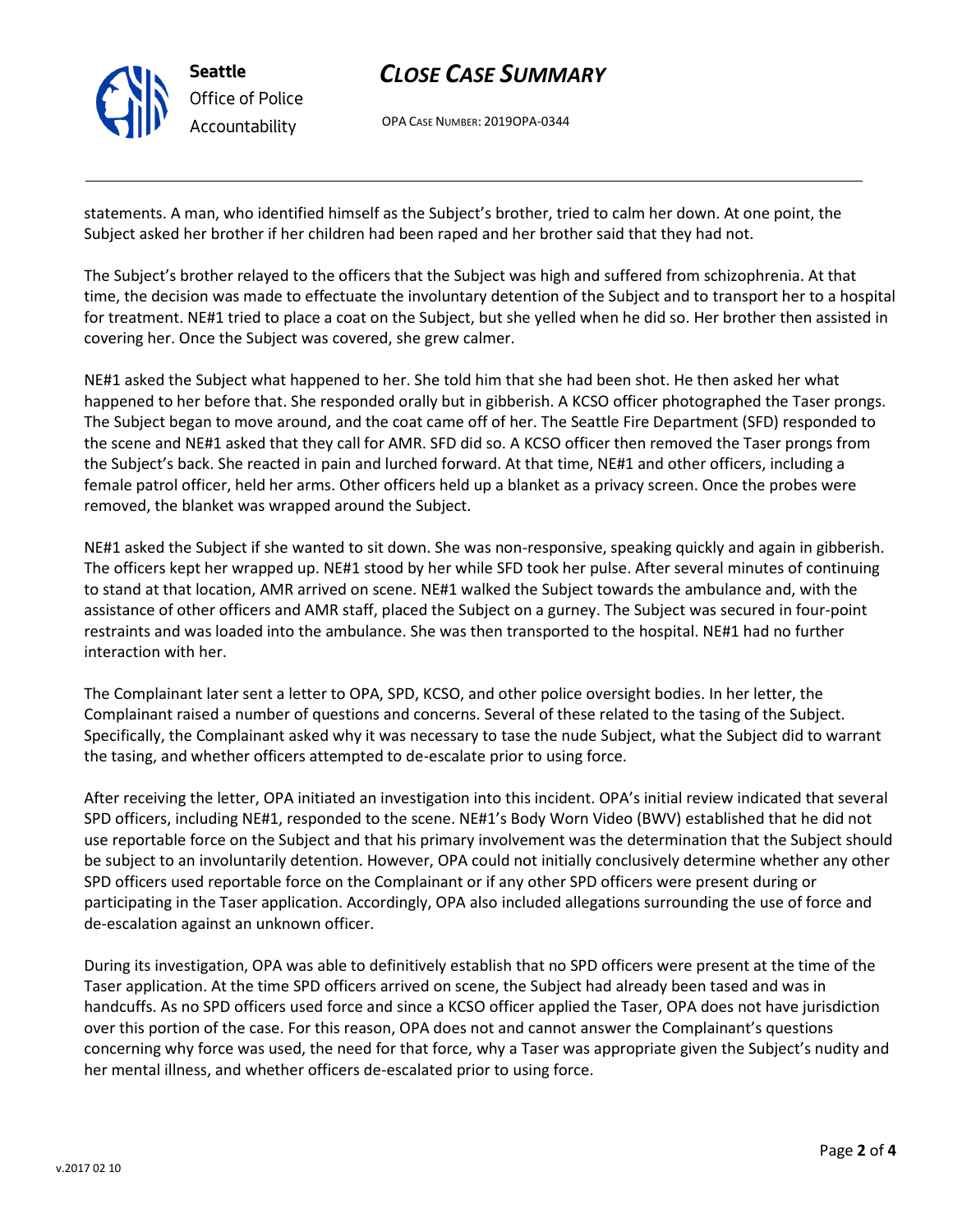statements. A man, who identified himself as the Subject's brother, tried to calm her down. At one point, the Subject asked her brother if her children had been raped and her brother said that they had not.

The Subject's brother relayed to the officers that the Subject was high and suffered from schizophrenia. At that time, the decision was made to effectuate the involuntary detention of the Subject and to transport her to a hospital for treatment. NE#1 tried to place a coat on the Subject, but she yelled when he did so. Her brother then assisted in covering her. Once the Subject was covered, she grew calmer.

NE#1 asked the Subject what happened to her. She told him that she had been shot. He then asked her what happened to her before that. She responded orally but in gibberish. A KCSO officer photographed the Taser prongs. The Subject began to move around, and the coat came off of her. The Seattle Fire Department (SFD) responded to the scene and NE#1 asked that they call for AMR. SFD did so. A KCSO officer then removed the Taser prongs from the Subject's back. She reacted in pain and lurched forward. At that time, NE#1 and other officers, including a female patrol officer, held her arms. Other officers held up a blanket as a privacy screen. Once the probes were removed, the blanket was wrapped around the Subject.

NE#1 asked the Subject if she wanted to sit down. She was non-responsive, speaking quickly and again in gibberish. The officers kept her wrapped up. NE#1 stood by her while SFD took her pulse. After several minutes of continuing to stand at that location, AMR arrived on scene. NE#1 walked the Subject towards the ambulance and, with the assistance of other officers and AMR staff, placed the Subject on a gurney. The Subject was secured in four-point restraints and was loaded into the ambulance. She was then transported to the hospital. NE#1 had no further interaction with her.

The Complainant later sent a letter to OPA, SPD, KCSO, and other police oversight bodies. In her letter, the Complainant raised a number of questions and concerns. Several of these related to the tasing of the Subject. Specifically, the Complainant asked why it was necessary to tase the nude Subject, what the Subject did to warrant the tasing, and whether officers attempted to de-escalate prior to using force.

After receiving the letter, OPA initiated an investigation into this incident. OPA's initial review indicated that several SPD officers, including NE#1, responded to the scene. NE#1's Body Worn Video (BWV) established that he did not use reportable force on the Subject and that his primary involvement was the determination that the Subject should be subject to an involuntarily detention. However, OPA could not initially conclusively determine whether any other SPD officers used reportable force on the Complainant or if any other SPD officers were present during or participating in the Taser application. Accordingly, OPA also included allegations surrounding the use of force and de-escalation against an unknown officer.

During its investigation, OPA was able to definitively establish that no SPD officers were present at the time of the Taser application. At the time SPD officers arrived on scene, the Subject had already been tased and was in handcuffs. As no SPD officers used force and since a KCSO officer applied the Taser, OPA does not have jurisdiction over this portion of the case. For this reason, OPA does not and cannot answer the Complainant's questions concerning why force was used, the need for that force, why a Taser was appropriate given the Subject's nudity and her mental illness, and whether officers de-escalated prior to using force.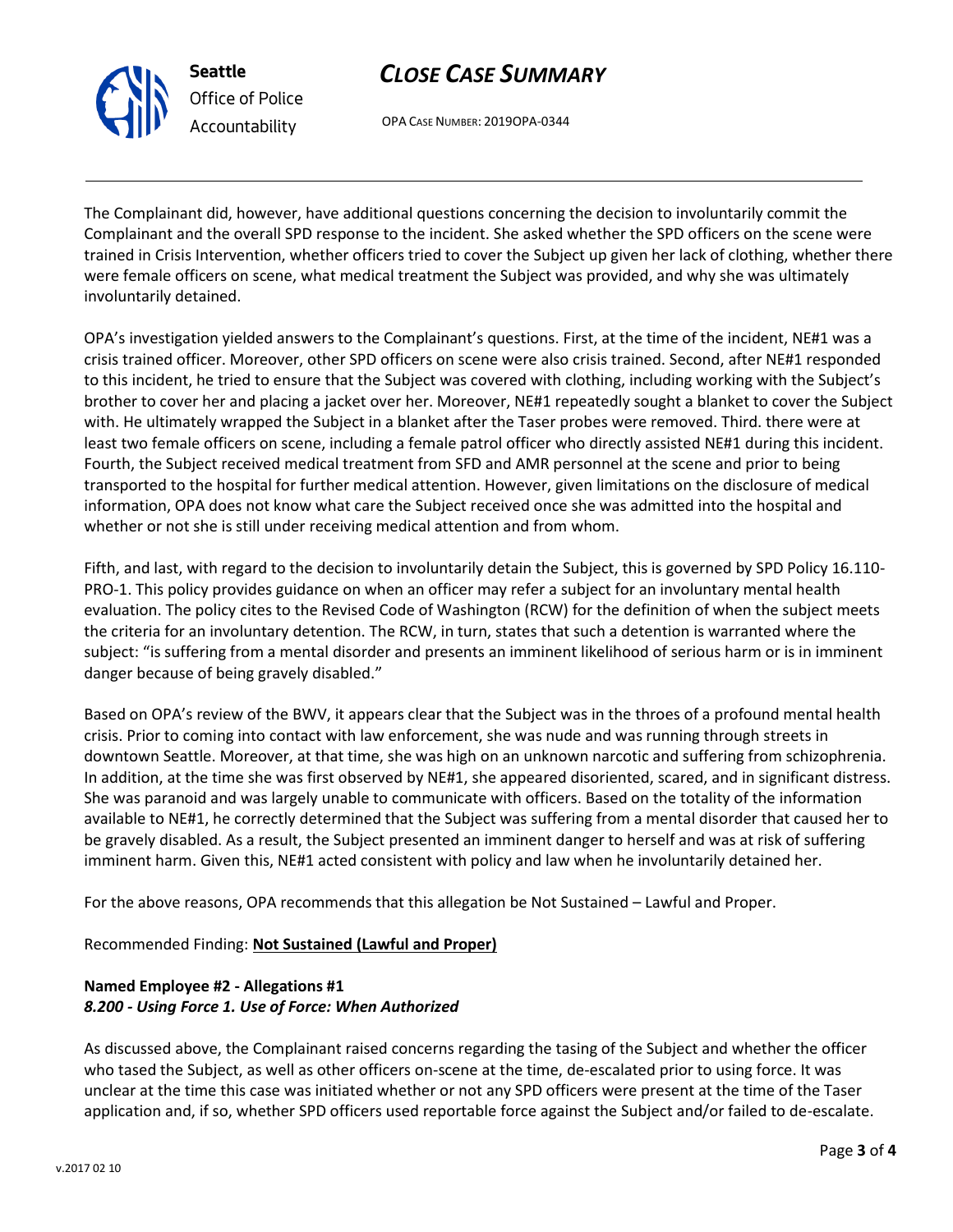The Complainant did, however, have additional questions concerning the decision to involuntarily commit the Complainant and the overall SPD response to the incident. She asked whether the SPD officers on the scene were trained in Crisis Intervention, whether officers tried to cover the Subject up given her lack of clothing, whether there were female officers on scene, what medical treatment the Subject was provided, and why she was ultimately involuntarily detained.

OPA's investigation yielded answers to the Complainant's questions. First, at the time of the incident, NE#1 was a crisis trained officer. Moreover, other SPD officers on scene were also crisis trained. Second, after NE#1 responded to this incident, he tried to ensure that the Subject was covered with clothing, including working with the Subject's brother to cover her and placing a jacket over her. Moreover, NE#1 repeatedly sought a blanket to cover the Subject with. He ultimately wrapped the Subject in a blanket after the Taser probes were removed. Third. there were at least two female officers on scene, including a female patrol officer who directly assisted NE#1 during this incident. Fourth, the Subject received medical treatment from SFD and AMR personnel at the scene and prior to being transported to the hospital for further medical attention. However, given limitations on the disclosure of medical information, OPA does not know what care the Subject received once she was admitted into the hospital and whether or not she is still under receiving medical attention and from whom.

Fifth, and last, with regard to the decision to involuntarily detain the Subject, this is governed by SPD Policy 16.110-PRO-1. This policy provides guidance on when an officer may refer a subject for an involuntary mental health evaluation. The policy cites to the Revised Code of Washington (RCW) for the definition of when the subject meets the criteria for an involuntary detention. The RCW, in turn, states that such a detention is warranted where the subject: "is suffering from a mental disorder and presents an imminent likelihood of serious harm or is in imminent danger because of being gravely disabled."

Based on OPA's review of the BWV, it appears clear that the Subject was in the throes of a profound mental health crisis. Prior to coming into contact with law enforcement, she was nude and was running through streets in downtown Seattle. Moreover, at that time, she was high on an unknown narcotic and suffering from schizophrenia. In addition, at the time she was first observed by NE#1, she appeared disoriented, scared, and in significant distress. She was paranoid and was largely unable to communicate with officers. Based on the totality of the information available to NE#1, he correctly determined that the Subject was suffering from a mental disorder that caused her to be gravely disabled. As a result, the Subject presented an imminent danger to herself and was at risk of suffering imminent harm. Given this, NE#1 acted consistent with policy and law when he involuntarily detained her.

For the above reasons, OPA recommends that this allegation be Not Sustained – Lawful and Proper.

Recommended Finding: **Not Sustained (Lawful and Proper)**

**Named Employee #2 - Allegations #1**
***8.200 - Using Force 1. Use of Force: When Authorized***

As discussed above, the Complainant raised concerns regarding the tasing of the Subject and whether the officer who tased the Subject, as well as other officers on-scene at the time, de-escalated prior to using force. It was unclear at the time this case was initiated whether or not any SPD officers were present at the time of the Taser application and, if so, whether SPD officers used reportable force against the Subject and/or failed to de-escalate.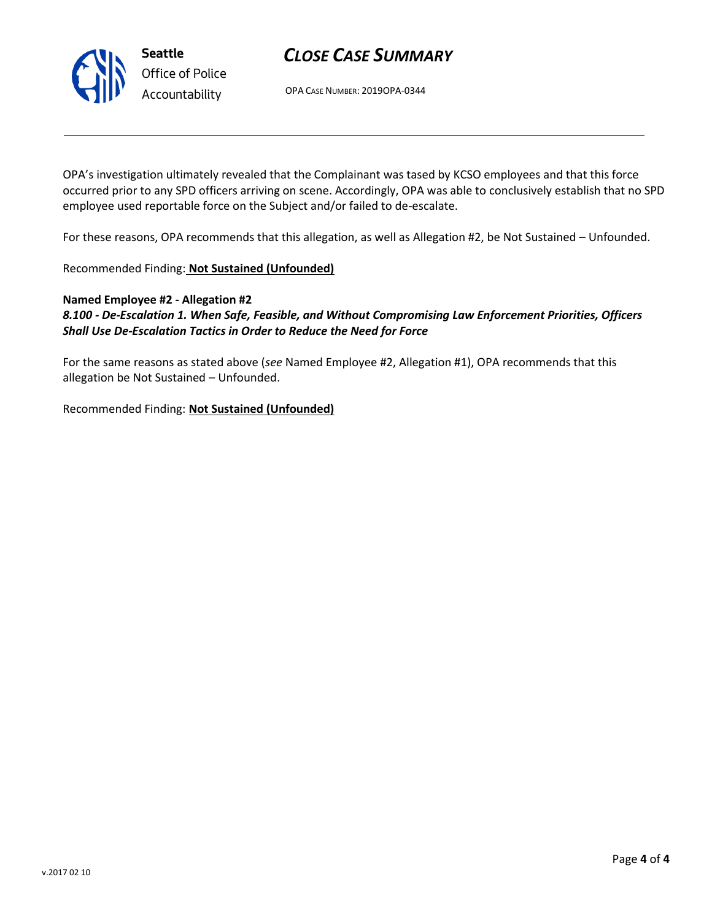OPA's investigation ultimately revealed that the Complainant was tased by KCSO employees and that this force occurred prior to any SPD officers arriving on scene. Accordingly, OPA was able to conclusively establish that no SPD employee used reportable force on the Subject and/or failed to de-escalate.

For these reasons, OPA recommends that this allegation, as well as Allegation #2, be Not Sustained – Unfounded.

Recommended Finding: **Not Sustained (Unfounded)**

**Named Employee #2 - Allegation #2**
***8.100 - De-Escalation 1. When Safe, Feasible, and Without Compromising Law Enforcement Priorities, Officers Shall Use De-Escalation Tactics in Order to Reduce the Need for Force***

For the same reasons as stated above (*see* Named Employee #2, Allegation #1), OPA recommends that this allegation be Not Sustained – Unfounded.

Recommended Finding: **Not Sustained (Unfounded)**